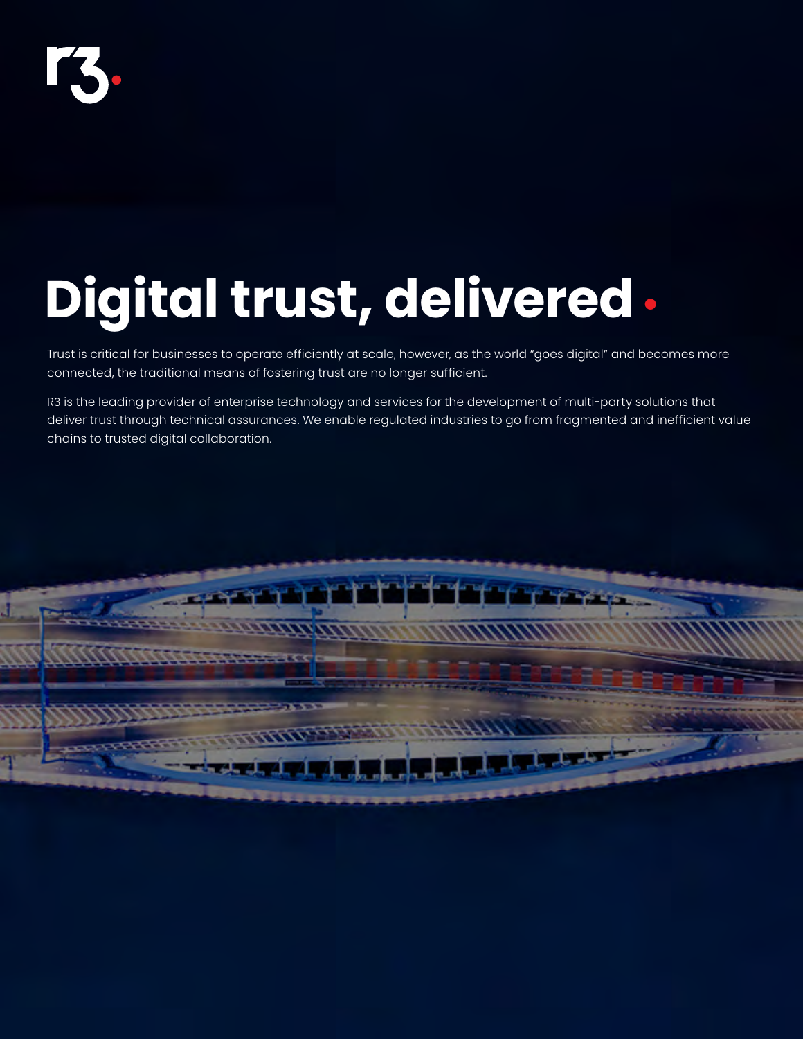r3.

# Digital trust, delivered

Trust is critical for businesses to operate efficiently at scale, however, as the world "goes digital" and becomes more connected, the traditional means of fostering trust are no longer sufficient.

R3 is the leading provider of enterprise technology and services for the development of multi-party solutions that deliver trust through technical assurances. We enable regulated industries to go from fragmented and inefficient value chains to trusted digital collaboration.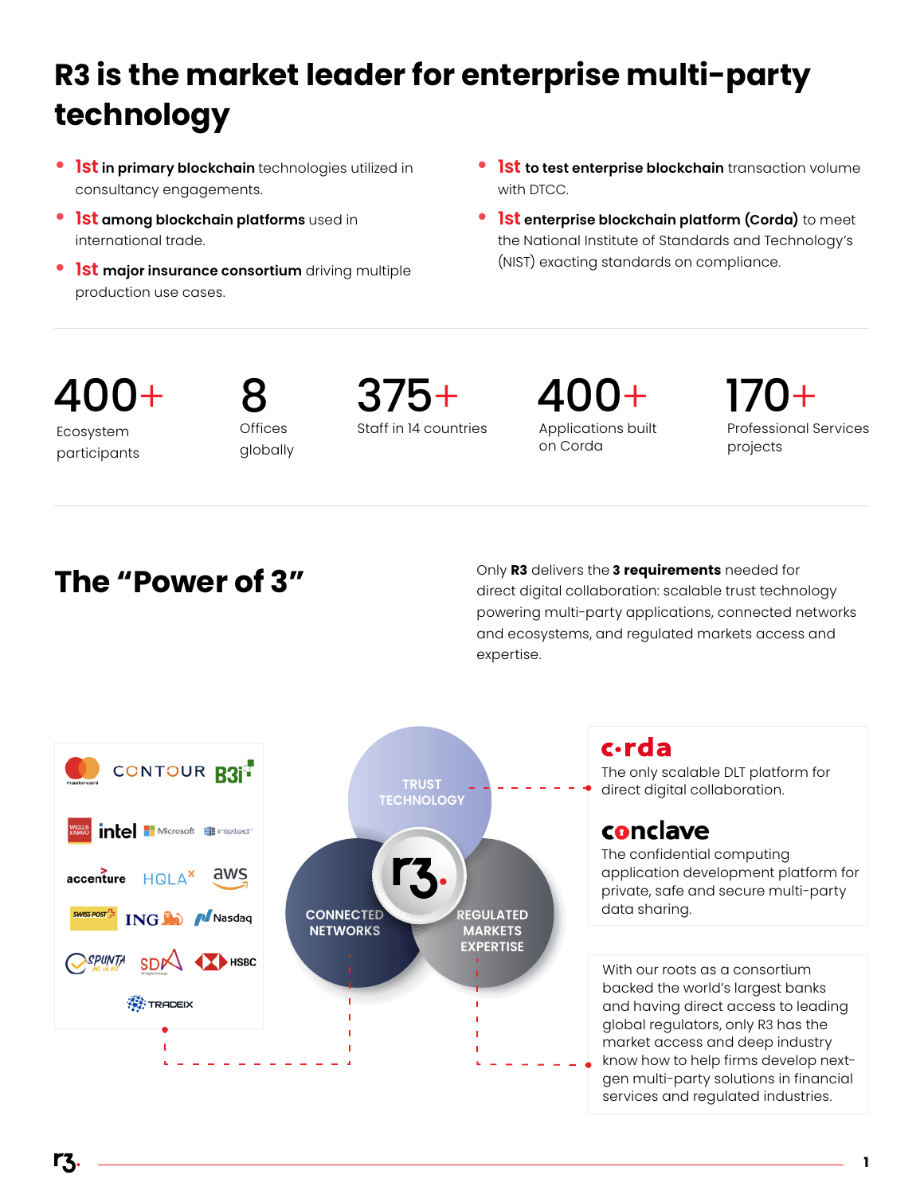# R3 is the market leader for enterprise multi-party technology

- **1st in primary blockchain** technologies utilized in consultancy engagements.
- **1st among blockchain platforms** used in international trade.
- **1st major insurance consortium** driving multiple production use cases.
- **1st to test enterprise blockchain** transaction volume with DTCC.
- **1st enterprise blockchain platform (Corda)** to meet the National Institute of Standards and Technology's (NIST) exacting standards on compliance.

| 400+ | 8 | 375+ | 400+ | 170+ |
|---|---|---|---|---|
| Ecosystem participants | Offices globally | Staff in 14 countries | Applications built on Corda | Professional Services projects |

## The "Power of 3"

Only **R3** delivers the **3 requirements** needed for direct digital collaboration: scalable trust technology powering multi-party applications, connected networks and ecosystems, and regulated markets access and expertise.

TRUST TECHNOLOGY

CONNECTED NETWORKS

REGULATED MARKETS EXPERTISE

**corda**
The only scalable DLT platform for direct digital collaboration.

**conclave**
The confidential computing application development platform for private, safe and secure multi-party data sharing.

With our roots as a consortium backed the world's largest banks and having direct access to leading global regulators, only R3 has the market access and deep industry know how to help firms develop next-gen multi-party solutions in financial services and regulated industries.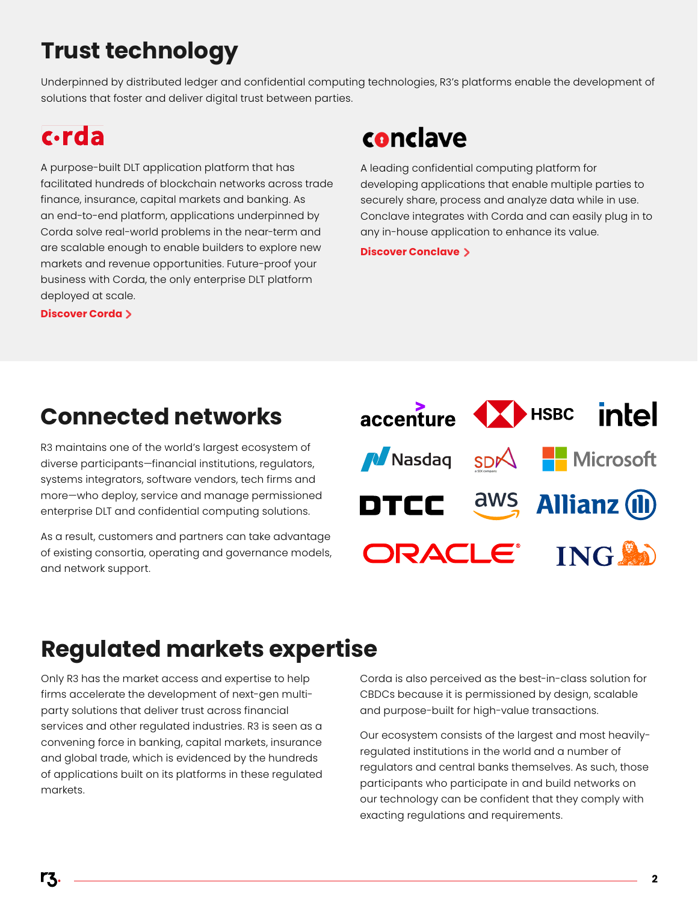# Trust technology

Underpinned by distributed ledger and confidential computing technologies, R3's platforms enable the development of solutions that foster and deliver digital trust between parties.

## corda

A purpose-built DLT application platform that has facilitated hundreds of blockchain networks across trade finance, insurance, capital markets and banking. As an end-to-end platform, applications underpinned by Corda solve real-world problems in the near-term and are scalable enough to enable builders to explore new markets and revenue opportunities. Future-proof your business with Corda, the only enterprise DLT platform deployed at scale.

**Discover Corda >**

## conclave

A leading confidential computing platform for developing applications that enable multiple parties to securely share, process and analyze data while in use. Conclave integrates with Corda and can easily plug in to any in-house application to enhance its value.

**Discover Conclave >**

# Connected networks

R3 maintains one of the world's largest ecosystem of diverse participants—financial institutions, regulators, systems integrators, software vendors, tech firms and more—who deploy, service and manage permissioned enterprise DLT and confidential computing solutions.

As a result, customers and partners can take advantage of existing consortia, operating and governance models, and network support.

accenture, HSBC, intel, Nasdaq, SDX, Microsoft, DTCC, aws, Allianz, ORACLE, ING

# Regulated markets expertise

Only R3 has the market access and expertise to help firms accelerate the development of next-gen multi-party solutions that deliver trust across financial services and other regulated industries. R3 is seen as a convening force in banking, capital markets, insurance and global trade, which is evidenced by the hundreds of applications built on its platforms in these regulated markets.

Corda is also perceived as the best-in-class solution for CBDCs because it is permissioned by design, scalable and purpose-built for high-value transactions.

Our ecosystem consists of the largest and most heavily-regulated institutions in the world and a number of regulators and central banks themselves. As such, those participants who participate in and build networks on our technology can be confident that they comply with exacting regulations and requirements.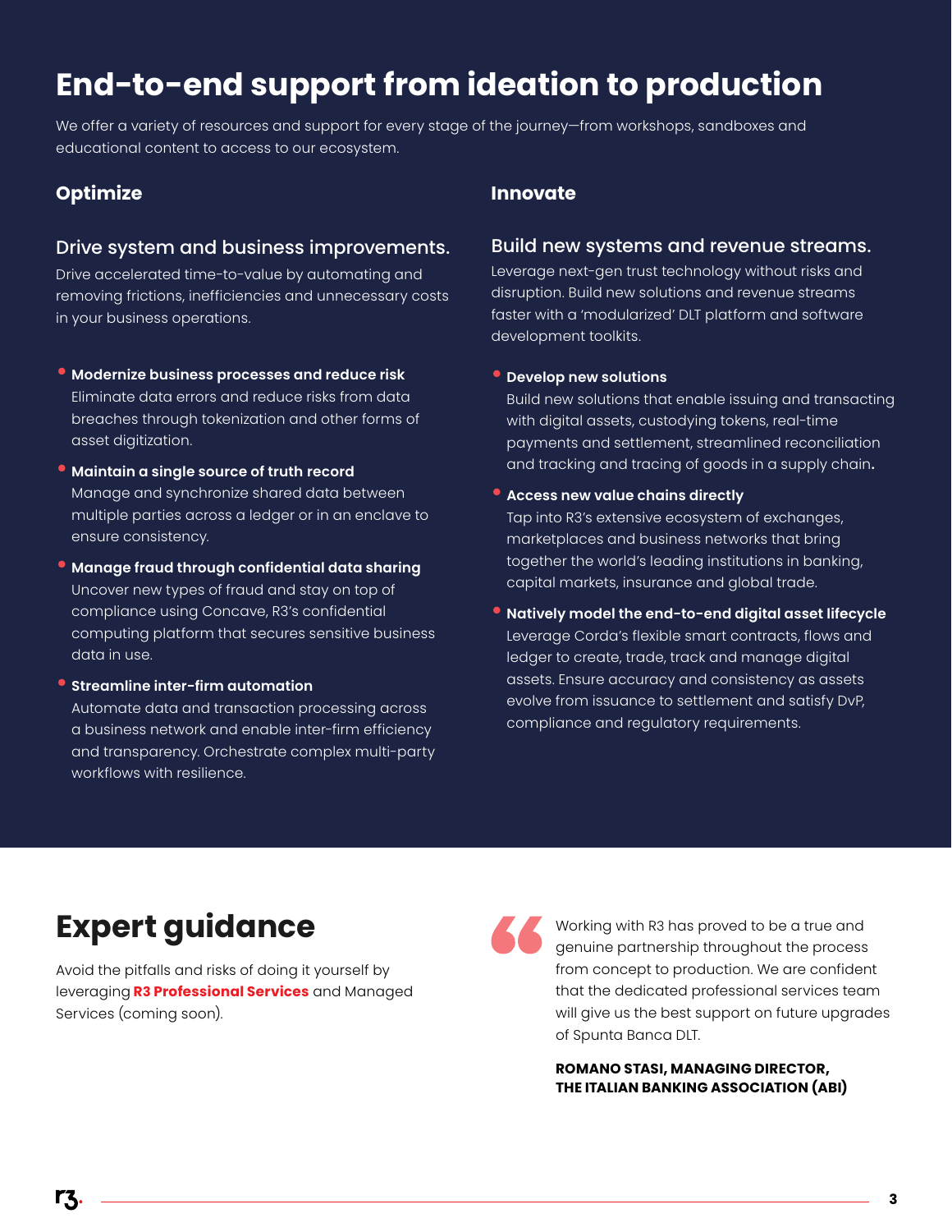# End-to-end support from ideation to production

We offer a variety of resources and support for every stage of the journey—from workshops, sandboxes and educational content to access to our ecosystem.

## Optimize

### Drive system and business improvements.

Drive accelerated time-to-value by automating and removing frictions, inefficiencies and unnecessary costs in your business operations.

- **Modernize business processes and reduce risk**
  Eliminate data errors and reduce risks from data breaches through tokenization and other forms of asset digitization.
- **Maintain a single source of truth record**
  Manage and synchronize shared data between multiple parties across a ledger or in an enclave to ensure consistency.
- **Manage fraud through confidential data sharing**
  Uncover new types of fraud and stay on top of compliance using Concave, R3's confidential computing platform that secures sensitive business data in use.
- **Streamline inter-firm automation**
  Automate data and transaction processing across a business network and enable inter-firm efficiency and transparency. Orchestrate complex multi-party workflows with resilience.

## Innovate

### Build new systems and revenue streams.

Leverage next-gen trust technology without risks and disruption. Build new solutions and revenue streams faster with a 'modularized' DLT platform and software development toolkits.

- **Develop new solutions**
  Build new solutions that enable issuing and transacting with digital assets, custodying tokens, real-time payments and settlement, streamlined reconciliation and tracking and tracing of goods in a supply chain**.**
- **Access new value chains directly**
  Tap into R3's extensive ecosystem of exchanges, marketplaces and business networks that bring together the world's leading institutions in banking, capital markets, insurance and global trade.
- **Natively model the end-to-end digital asset lifecycle**
  Leverage Corda's flexible smart contracts, flows and ledger to create, trade, track and manage digital assets. Ensure accuracy and consistency as assets evolve from issuance to settlement and satisfy DvP, compliance and regulatory requirements.

# Expert guidance

Avoid the pitfalls and risks of doing it yourself by leveraging **R3 Professional Services** and Managed Services (coming soon).

> Working with R3 has proved to be a true and genuine partnership throughout the process from concept to production. We are confident that the dedicated professional services team will give us the best support on future upgrades of Spunta Banca DLT.
>
> **ROMANO STASI, MANAGING DIRECTOR, THE ITALIAN BANKING ASSOCIATION (ABI)**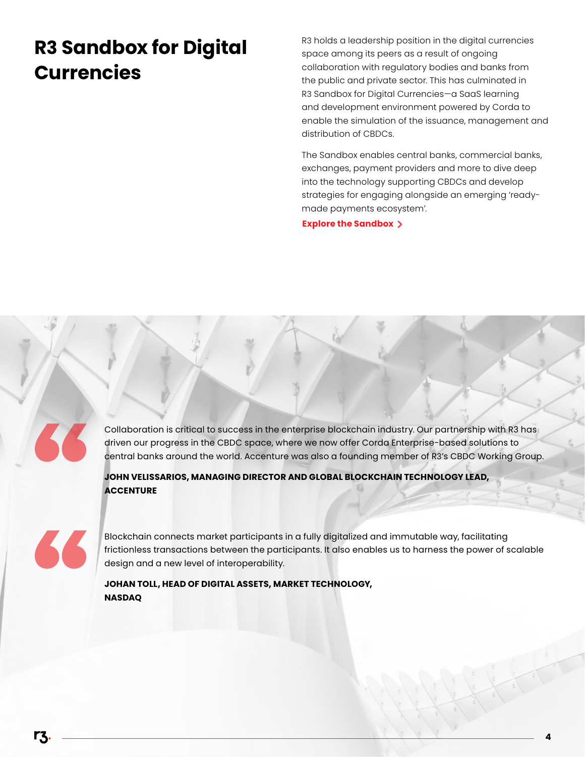# R3 Sandbox for Digital Currencies

R3 holds a leadership position in the digital currencies space among its peers as a result of ongoing collaboration with regulatory bodies and banks from the public and private sector. This has culminated in R3 Sandbox for Digital Currencies—a SaaS learning and development environment powered by Corda to enable the simulation of the issuance, management and distribution of CBDCs.

The Sandbox enables central banks, commercial banks, exchanges, payment providers and more to dive deep into the technology supporting CBDCs and develop strategies for engaging alongside an emerging 'ready-made payments ecosystem'.

**Explore the Sandbox >**

> Collaboration is critical to success in the enterprise blockchain industry. Our partnership with R3 has driven our progress in the CBDC space, where we now offer Corda Enterprise-based solutions to central banks around the world. Accenture was also a founding member of R3's CBDC Working Group.
>
> **JOHN VELISSARIOS, MANAGING DIRECTOR AND GLOBAL BLOCKCHAIN TECHNOLOGY LEAD, ACCENTURE**

> Blockchain connects market participants in a fully digitalized and immutable way, facilitating frictionless transactions between the participants. It also enables us to harness the power of scalable design and a new level of interoperability.
>
> **JOHAN TOLL, HEAD OF DIGITAL ASSETS, MARKET TECHNOLOGY, NASDAQ**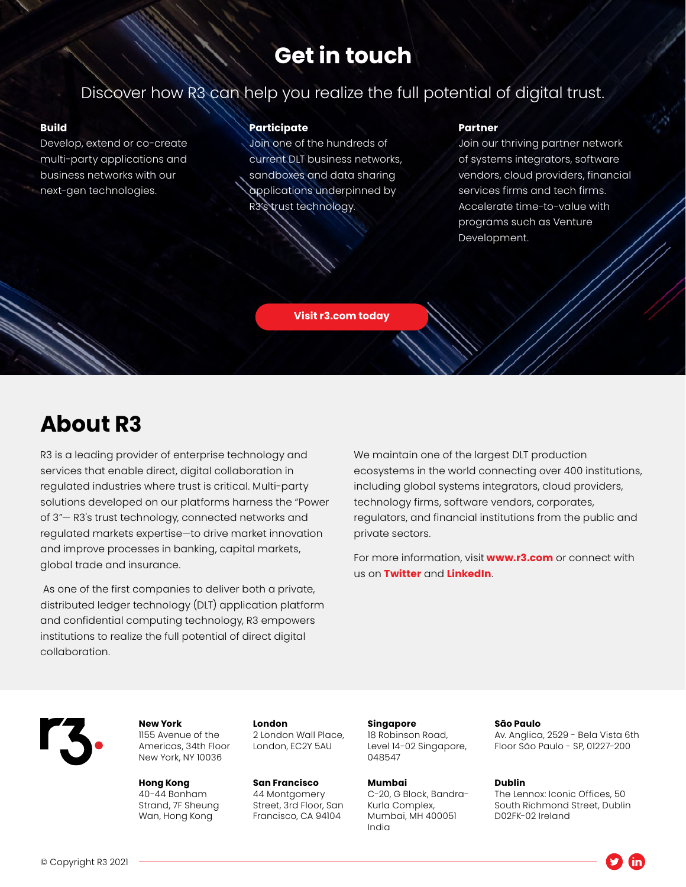# Get in touch

Discover how R3 can help you realize the full potential of digital trust.

**Build**
Develop, extend or co-create multi-party applications and business networks with our next-gen technologies.

**Participate**
Join one of the hundreds of current DLT business networks, sandboxes and data sharing applications underpinned by R3's trust technology.

**Partner**
Join our thriving partner network of systems integrators, software vendors, cloud providers, financial services firms and tech firms. Accelerate time-to-value with programs such as Venture Development.

**Visit r3.com today**

# About R3

R3 is a leading provider of enterprise technology and services that enable direct, digital collaboration in regulated industries where trust is critical. Multi-party solutions developed on our platforms harness the "Power of 3"— R3's trust technology, connected networks and regulated markets expertise—to drive market innovation and improve processes in banking, capital markets, global trade and insurance.

As one of the first companies to deliver both a private, distributed ledger technology (DLT) application platform and confidential computing technology, R3 empowers institutions to realize the full potential of direct digital collaboration.

We maintain one of the largest DLT production ecosystems in the world connecting over 400 institutions, including global systems integrators, cloud providers, technology firms, software vendors, corporates, regulators, and financial institutions from the public and private sectors.

For more information, visit **www.r3.com** or connect with us on **Twitter** and **LinkedIn**.

**New York**
1155 Avenue of the Americas, 34th Floor
New York, NY 10036

**London**
2 London Wall Place,
London, EC2Y 5AU

**Singapore**
18 Robinson Road,
Level 14-02 Singapore,
048547

**São Paulo**
Av. Anglica, 2529 - Bela Vista 6th
Floor São Paulo - SP, 01227-200

**Hong Kong**
40-44 Bonham
Strand, 7F Sheung
Wan, Hong Kong

**San Francisco**
44 Montgomery
Street, 3rd Floor, San
Francisco, CA 94104

**Mumbai**
C-20, G Block, Bandra-Kurla Complex,
Mumbai, MH 400051
India

**Dublin**
The Lennox: Iconic Offices, 50
South Richmond Street, Dublin
D02FK-02 Ireland

© Copyright R3 2021